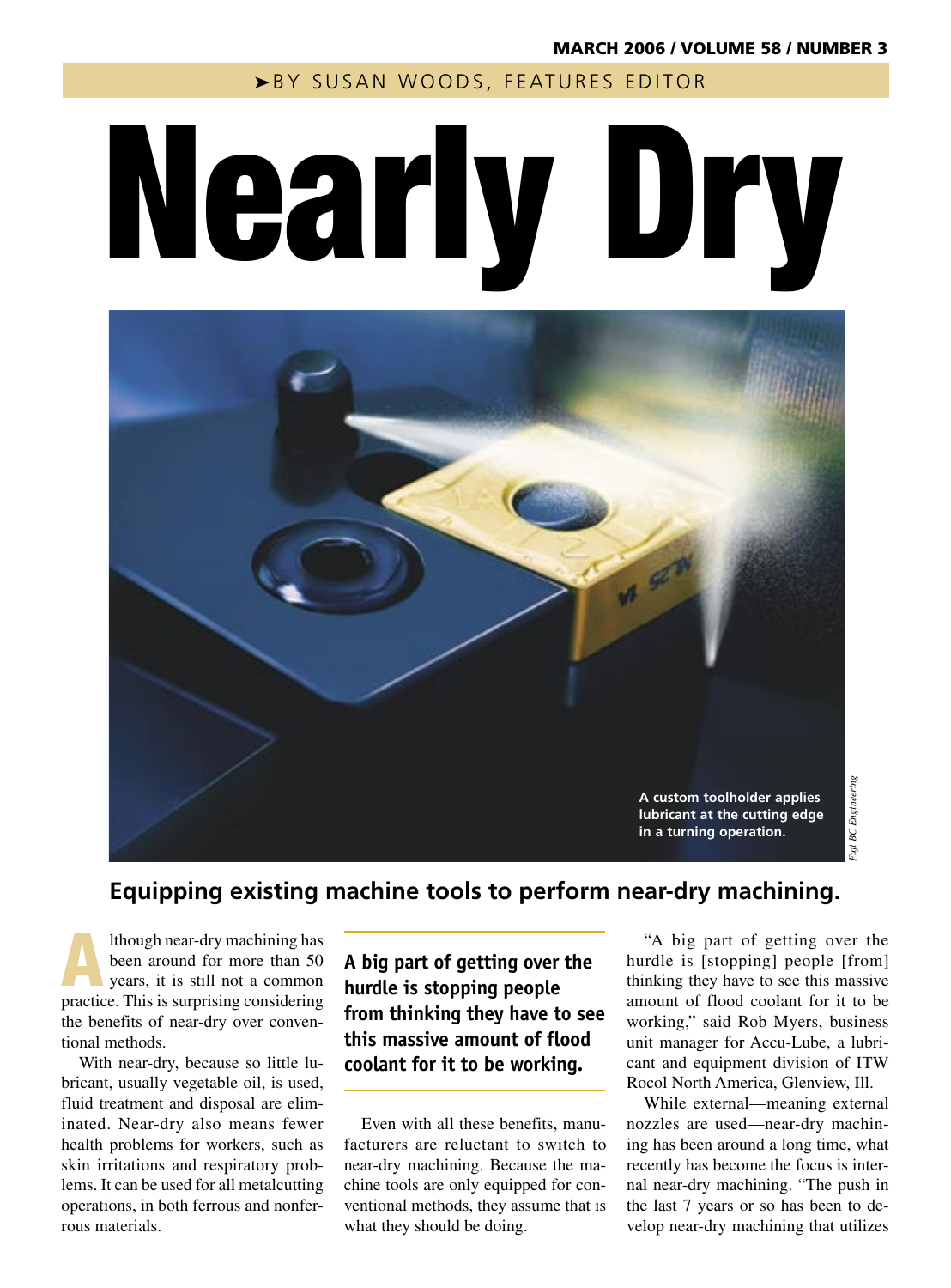BY SUSAN WOODS, FEATURES EDITOR

# Nearly Dry

A custom toolholder applies lubricant at the cutting edge in a turning operation.

*Fuji BC Engineering*

## Equipping existing machine tools to perform near-dry machining.

Although near-dry machining has been around for more than 50 years, it is still not a common practice. This is surprising considering the benefits of near-dry over conventional methods.

With near-dry, because so little lubricant, usually vegetable oil, is used, fluid treatment and disposal are eliminated. Near-dry also means fewer health problems for workers, such as skin irritations and respiratory problems. It can be used for all metalcutting operations, in both ferrous and nonferrous materials.

**A big part of getting over the hurdle is stopping people from thinking they have to see this massive amount of flood coolant for it to be working.**

Even with all these benefits, manufacturers are reluctant to switch to near-dry machining. Because the machine tools are only equipped for conventional methods, they assume that is what they should be doing.

"A big part of getting over the hurdle is [stopping] people [from] thinking they have to see this massive amount of flood coolant for it to be working," said Rob Myers, business unit manager for Accu-Lube, a lubricant and equipment division of ITW Rocol North America, Glenview, Ill.

While external—meaning external nozzles are used—near-dry machining has been around a long time, what recently has become the focus is internal near-dry machining. "The push in the last 7 years or so has been to develop near-dry machining that utilizes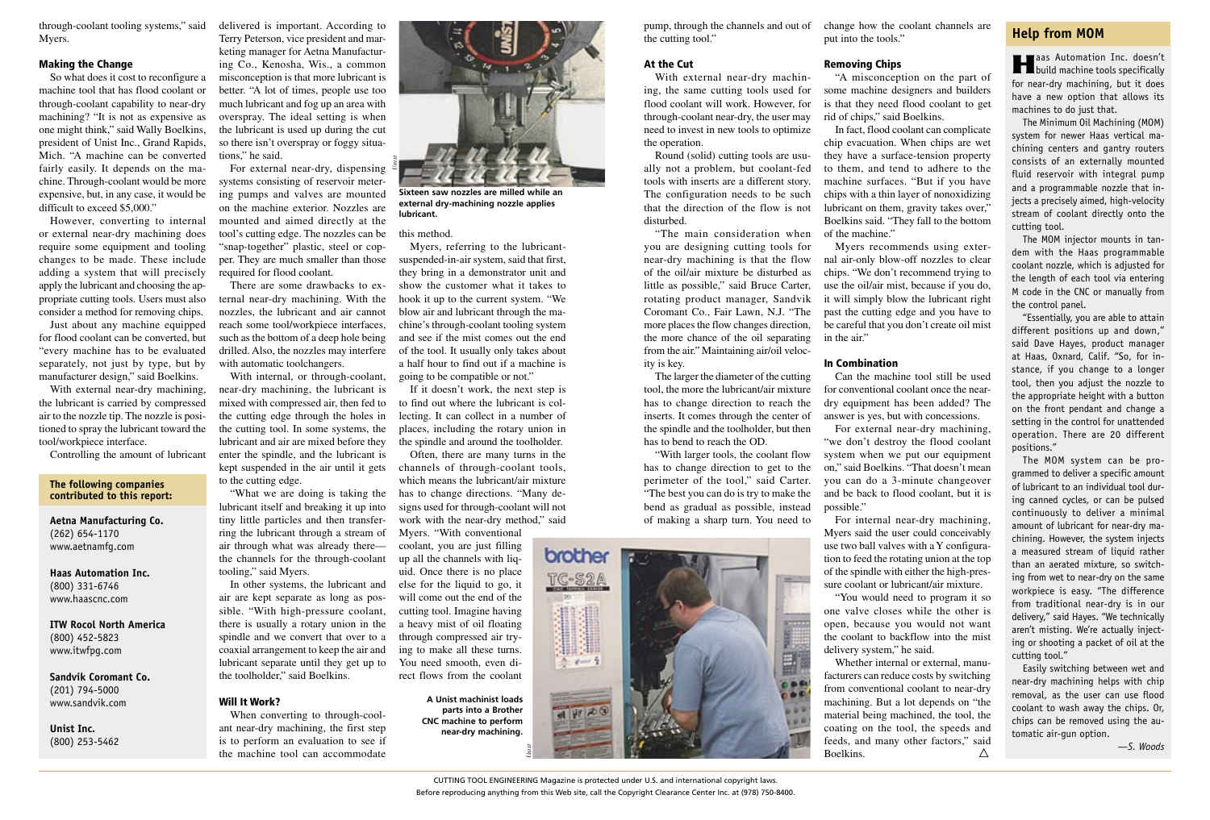through-coolant tooling systems," said Myers.

### Making the Change

So what does it cost to reconfigure a machine tool that has flood coolant or through-coolant capability to near-dry machining? "It is not as expensive as one might think," said Wally Boelkins, president of Unist Inc., Grand Rapids, Mich. "A machine can be converted fairly easily. It depends on the machine. Through-coolant would be more expensive, but, in any case, it would be difficult to exceed $5,000."

However, converting to internal or external near-dry machining does require some equipment and tooling changes to be made. These include adding a system that will precisely apply the lubricant and choosing the appropriate cutting tools. Users must also consider a method for removing chips.

Just about any machine equipped for flood coolant can be converted, but "every machine has to be evaluated separately, not just by type, but by manufacturer design," said Boelkins.

With external near-dry machining, the lubricant is carried by compressed air to the nozzle tip. The nozzle is positioned to spray the lubricant toward the tool/workpiece interface.

Controlling the amount of lubricant delivered is important. According to Terry Peterson, vice president and marketing manager for Aetna Manufacturing Co., Kenosha, Wis., a common misconception is that more lubricant is better. "A lot of times, people use too much lubricant and fog up an area with overspray. The ideal setting is when the lubricant is used up during the cut so there isn't overspray or foggy situations," he said.

For external near-dry, dispensing systems consisting of reservoir metering pumps and valves are mounted on the machine exterior. Nozzles are mounted and aimed directly at the tool's cutting edge. The nozzles can be "snap-together" plastic, steel or copper. They are much smaller than those required for flood coolant.

There are some drawbacks to external near-dry machining. With the nozzles, the lubricant and air cannot reach some tool/workpiece interfaces, such as the bottom of a deep hole being drilled. Also, the nozzles may interfere with automatic toolchangers.

With internal, or through-coolant, near-dry machining, the lubricant is mixed with compressed air, then fed to the cutting edge through the holes in the cutting tool. In some systems, the lubricant and air are mixed before they enter the spindle, and the lubricant is kept suspended in the air until it gets to the cutting edge.

"What we are doing is taking the lubricant itself and breaking it up into tiny little particles and then transferring the lubricant through a stream of air through what was already there—the channels for the through-coolant tooling," said Myers.

In other systems, the lubricant and air are kept separate as long as possible. "With high-pressure coolant, there is usually a rotary union in the spindle and we convert that over to a coaxial arrangement to keep the air and lubricant separate until they get up to the toolholder," said Boelkins.

Sixteen saw nozzles are milled while an external dry-machining nozzle applies lubricant.

### Will It Work?

When converting to through-coolant near-dry machining, the first step is to perform an evaluation to see if the machine tool can accommodate this method.

Myers, referring to the lubricant-suspended-in-air system, said that first, they bring in a demonstrator unit and show the customer what it takes to hook it up to the current system. "We blow air and lubricant through the machine's through-coolant tooling system and see if the mist comes out the end of the tool. It usually only takes about a half hour to find out if a machine is going to be compatible or not."

If it doesn't work, the next step is to find out where the lubricant is collecting. It can collect in a number of places, including the rotary union in the spindle and around the toolholder.

Often, there are many turns in the channels of through-coolant tools, which means the lubricant/air mixture has to change directions. "Many designs used for through-coolant will not work with the near-dry method," said Myers. "With conventional coolant, you are just filling up all the channels with liquid. Once there is no place else for the liquid to go, it will come out the end of the cutting tool. Imagine having a heavy mist of oil floating through compressed air trying to make all these turns. You need smooth, even direct flows from the coolant pump, through the channels and out of the cutting tool."

A Unist machinist loads parts into a Brother CNC machine to perform near-dry machining.

### At the Cut

With external near-dry machining, the same cutting tools used for flood coolant will work. However, for through-coolant near-dry, the user may need to invest in new tools to optimize the operation.

Round (solid) cutting tools are usually not a problem, but coolant-fed tools with inserts are a different story. The configuration needs to be such that the direction of the flow is not disturbed.

"The main consideration when you are designing cutting tools for near-dry machining is that the flow of the oil/air mixture be disturbed as little as possible," said Bruce Carter, rotating product manager, Sandvik Coromant Co., Fair Lawn, N.J. "The more places the flow changes direction, the more chance of the oil separating from the air." Maintaining air/oil velocity is key.

The larger the diameter of the cutting tool, the more the lubricant/air mixture has to change direction to reach the inserts. It comes through the center of the spindle and the toolholder, but then has to bend to reach the OD.

"With larger tools, the coolant flow has to change direction to get to the perimeter of the tool," said Carter. "The best you can do is try to make the bend as gradual as possible, instead of making a sharp turn. You need to change how the coolant channels are put into the tools."

### Removing Chips

"A misconception on the part of some machine designers and builders is that they need flood coolant to get rid of chips," said Boelkins.

In fact, flood coolant can complicate chip evacuation. When chips are wet they have a surface-tension property to them, and tend to adhere to the machine surfaces. "But if you have chips with a thin layer of nonoxidizing lubricant on them, gravity takes over," Boelkins said. "They fall to the bottom of the machine."

Myers recommends using external air-only blow-off nozzles to clear chips. "We don't recommend trying to use the oil/air mist, because if you do, it will simply blow the lubricant right past the cutting edge and you have to be careful that you don't create oil mist in the air."

### In Combination

Can the machine tool still be used for conventional coolant once the near-dry equipment has been added? The answer is yes, but with concessions.

For external near-dry machining, "we don't destroy the flood coolant system when we put our equipment on," said Boelkins. "That doesn't mean you can do a 3-minute changeover and be back to flood coolant, but it is possible."

For internal near-dry machining, Myers said the user could conceivably use two ball valves with a Y configuration to feed the rotating union at the top of the spindle with either the high-pressure coolant or lubricant/air mixture.

"You would need to program it so one valve closes while the other is open, because you would not want the coolant to backflow into the mist delivery system," he said.

Whether internal or external, manufacturers can reduce costs by switching from conventional coolant to near-dry machining. But a lot depends on "the material being machined, the tool, the coating on the tool, the speeds and feeds, and many other factors," said Boelkins. △

## Help from MOM

Haas Automation Inc. doesn't build machine tools specifically for near-dry machining, but it does have a new option that allows its machines to do just that.

The Minimum Oil Machining (MOM) system for newer Haas vertical machining centers and gantry routers consists of an externally mounted fluid reservoir with integral pump and a programmable nozzle that injects a precisely aimed, high-velocity stream of coolant directly onto the cutting tool.

The MOM injector mounts in tandem with the Haas programmable coolant nozzle, which is adjusted for the length of each tool via entering M code in the CNC or manually from the control panel.

"Essentially, you are able to attain different positions up and down," said Dave Hayes, product manager at Haas, Oxnard, Calif. "So, for instance, if you change to a longer tool, then you adjust the nozzle to the appropriate height with a button on the front pendant and change a setting in the control for unattended operation. There are 20 different positions."

The MOM system can be programmed to deliver a specific amount of lubricant to an individual tool during canned cycles, or can be pulsed continuously to deliver a minimal amount of lubricant for near-dry machining. However, the system injects a measured stream of liquid rather than an aerated mixture, so switching from wet to near-dry on the same workpiece is easy. "The difference from traditional near-dry is in our delivery," said Hayes. "We technically aren't misting. We're actually injecting or shooting a packet of oil at the cutting tool."

Easily switching between wet and near-dry machining helps with chip removal, as the user can use flood coolant to wash away the chips. Or, chips can be removed using the automatic air-gun option.

*—S. Woods*

### The following companies contributed to this report:

**Aetna Manufacturing Co.**
(262) 654-1170
www.aetnamfg.com

**Haas Automation Inc.**
(800) 331-6746
www.haascnc.com

**ITW Rocol North America**
(800) 452-5823
www.itwfpg.com

**Sandvik Coromant Co.**
(201) 794-5000
www.sandvik.com

**Unist Inc.**
(800) 253-5462

CUTTING TOOL ENGINEERING Magazine is protected under U.S. and international copyright laws.
Before reproducing anything from this Web site, call the Copyright Clearance Center Inc. at (978) 750-8400.